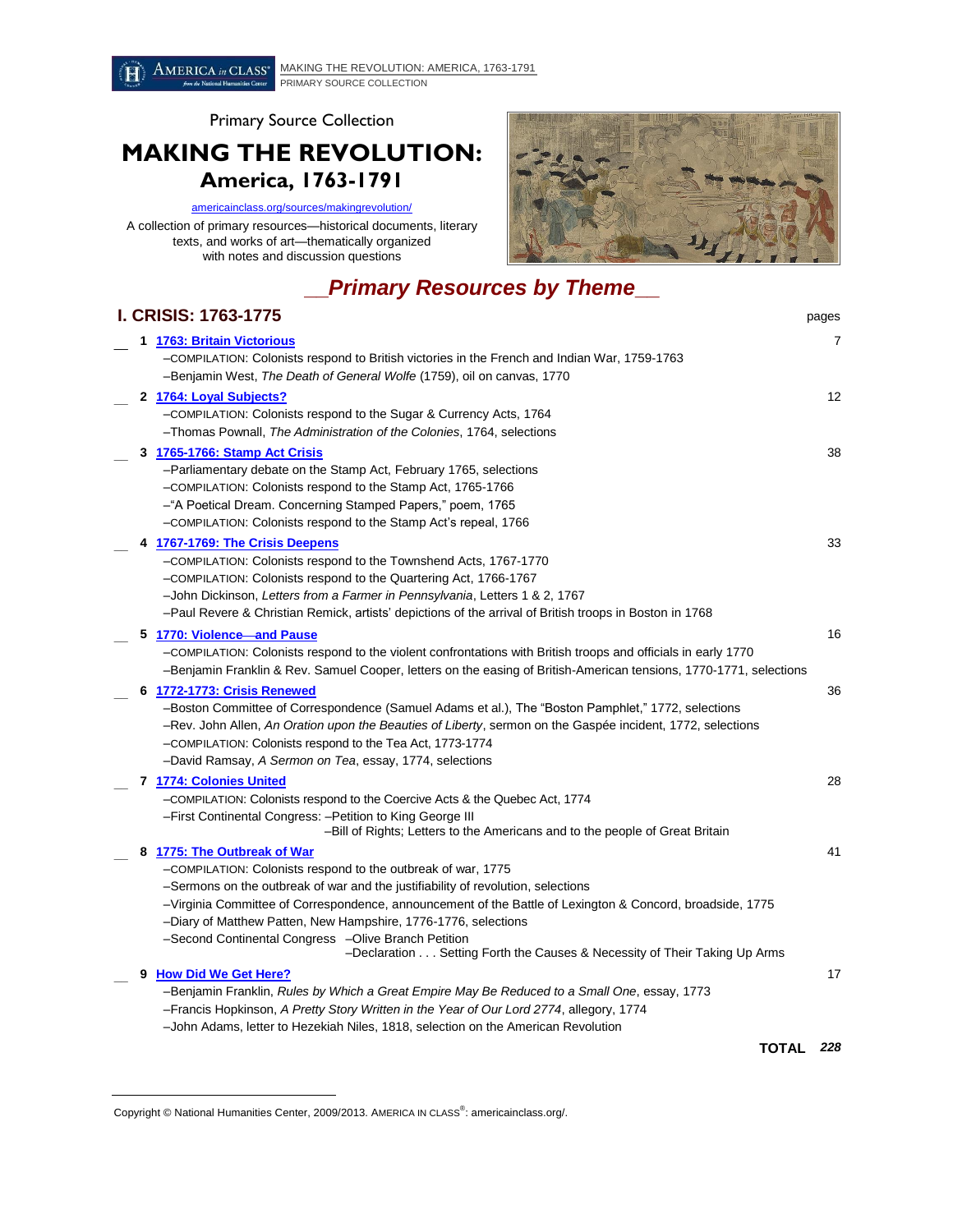Primary Source Collection

# MAKING THE REVOLUTION: America, 1763-1791

americainclass.org/sources/makingrevolution/

A collection of primary resources—historical documents, literary texts, and works of art—thematically organized with notes and discussion questions

## *Primary Resources by Theme*

### I. CRISIS: 1763-1775

| | # | Theme / Resources | pages |
|---|---|---|---|
| __ | 1 | **1763: Britain Victorious**<br>–COMPILATION: Colonists respond to British victories in the French and Indian War, 1759-1763<br>–Benjamin West, *The Death of General Wolfe* (1759), oil on canvas, 1770 | 7 |
| __ | 2 | **1764: Loyal Subjects?**<br>–COMPILATION: Colonists respond to the Sugar & Currency Acts, 1764<br>–Thomas Pownall, *The Administration of the Colonies*, 1764, selections | 12 |
| __ | 3 | **1765-1766: Stamp Act Crisis**<br>–Parliamentary debate on the Stamp Act, February 1765, selections<br>–COMPILATION: Colonists respond to the Stamp Act, 1765-1766<br>–"A Poetical Dream. Concerning Stamped Papers," poem, 1765<br>–COMPILATION: Colonists respond to the Stamp Act's repeal, 1766 | 38 |
| __ | 4 | **1767-1769: The Crisis Deepens**<br>–COMPILATION: Colonists respond to the Townshend Acts, 1767-1770<br>–COMPILATION: Colonists respond to the Quartering Act, 1766-1767<br>–John Dickinson, *Letters from a Farmer in Pennsylvania*, Letters 1 & 2, 1767<br>–Paul Revere & Christian Remick, artists' depictions of the arrival of British troops in Boston in 1768 | 33 |
| __ | 5 | **1770: Violence—and Pause**<br>–COMPILATION: Colonists respond to the violent confrontations with British troops and officials in early 1770<br>–Benjamin Franklin & Rev. Samuel Cooper, letters on the easing of British-American tensions, 1770-1771, selections | 16 |
| __ | 6 | **1772-1773: Crisis Renewed**<br>–Boston Committee of Correspondence (Samuel Adams et al.), The "Boston Pamphlet," 1772, selections<br>–Rev. John Allen, *An Oration upon the Beauties of Liberty*, sermon on the Gaspée incident, 1772, selections<br>–COMPILATION: Colonists respond to the Tea Act, 1773-1774<br>–David Ramsay, *A Sermon on Tea*, essay, 1774, selections | 36 |
| __ | 7 | **1774: Colonies United**<br>–COMPILATION: Colonists respond to the Coercive Acts & the Quebec Act, 1774<br>–First Continental Congress: –Petition to King George III<br>–Bill of Rights; Letters to the Americans and to the people of Great Britain | 28 |
| __ | 8 | **1775: The Outbreak of War**<br>–COMPILATION: Colonists respond to the outbreak of war, 1775<br>–Sermons on the outbreak of war and the justifiability of revolution, selections<br>–Virginia Committee of Correspondence, announcement of the Battle of Lexington & Concord, broadside, 1775<br>–Diary of Matthew Patten, New Hampshire, 1776-1776, selections<br>–Second Continental Congress –Olive Branch Petition<br>–Declaration . . . Setting Forth the Causes & Necessity of Their Taking Up Arms | 41 |
| __ | 9 | **How Did We Get Here?**<br>–Benjamin Franklin, *Rules by Which a Great Empire May Be Reduced to a Small One*, essay, 1773<br>–Francis Hopkinson, *A Pretty Story Written in the Year of Our Lord 2774*, allegory, 1774<br>–John Adams, letter to Hezekiah Niles, 1818, selection on the American Revolution | 17 |
| | | **TOTAL** | ***228*** |

Copyright © National Humanities Center, 2009/2013. AMERICA IN CLASS®: americainclass.org/.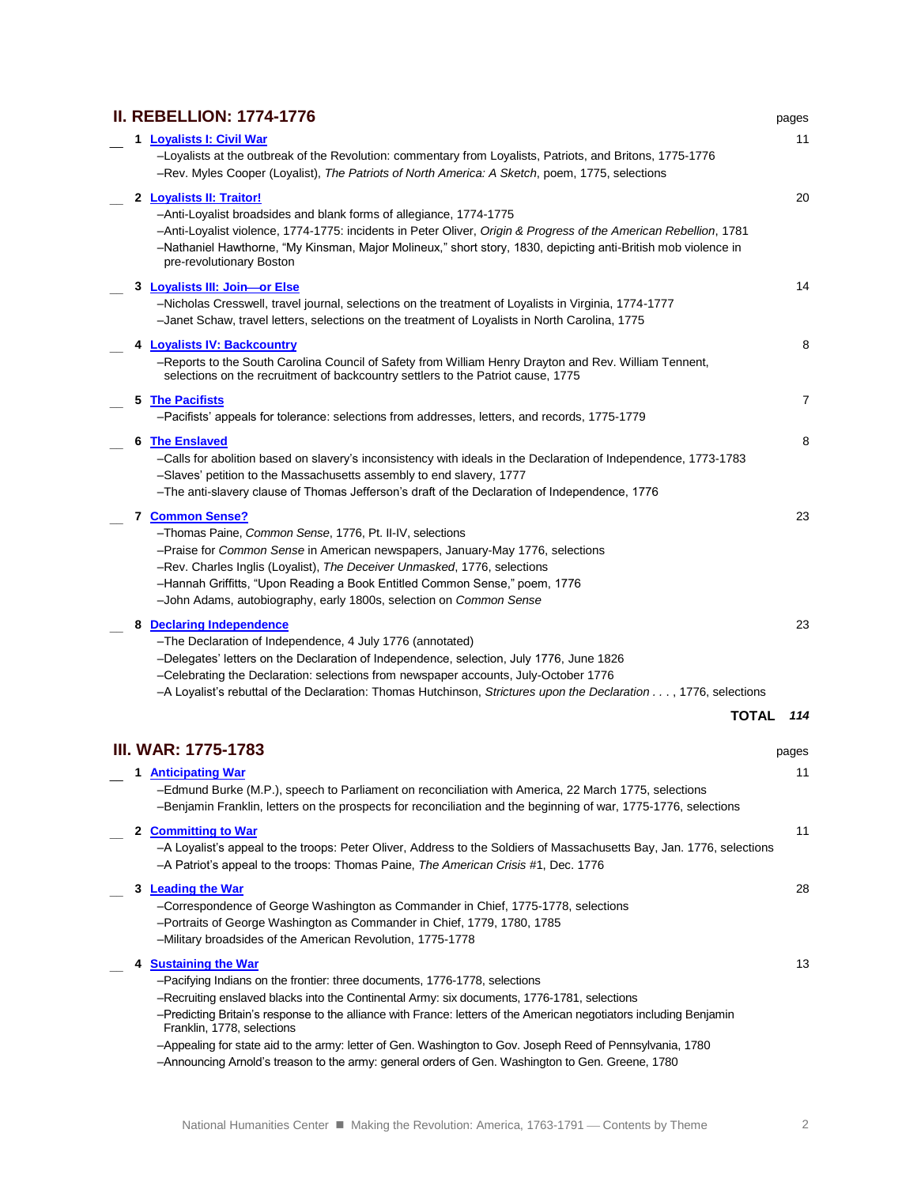## II. REBELLION: 1774-1776

pages

__ **1 Loyalists I: Civil War** — 11
- –Loyalists at the outbreak of the Revolution: commentary from Loyalists, Patriots, and Britons, 1775-1776
- –Rev. Myles Cooper (Loyalist), *The Patriots of North America: A Sketch*, poem, 1775, selections

__ **2 Loyalists II: Traitor!** — 20
- –Anti-Loyalist broadsides and blank forms of allegiance, 1774-1775
- –Anti-Loyalist violence, 1774-1775: incidents in Peter Oliver, *Origin & Progress of the American Rebellion*, 1781
- –Nathaniel Hawthorne, "My Kinsman, Major Molineux," short story, 1830, depicting anti-British mob violence in pre-revolutionary Boston

__ **3 Loyalists III: Join—or Else** — 14
- –Nicholas Cresswell, travel journal, selections on the treatment of Loyalists in Virginia, 1774-1777
- –Janet Schaw, travel letters, selections on the treatment of Loyalists in North Carolina, 1775

__ **4 Loyalists IV: Backcountry** — 8
- –Reports to the South Carolina Council of Safety from William Henry Drayton and Rev. William Tennent, selections on the recruitment of backcountry settlers to the Patriot cause, 1775

__ **5 The Pacifists** — 7
- –Pacifists' appeals for tolerance: selections from addresses, letters, and records, 1775-1779

__ **6 The Enslaved** — 8
- –Calls for abolition based on slavery's inconsistency with ideals in the Declaration of Independence, 1773-1783
- –Slaves' petition to the Massachusetts assembly to end slavery, 1777
- –The anti-slavery clause of Thomas Jefferson's draft of the Declaration of Independence, 1776

__ **7 Common Sense?** — 23
- –Thomas Paine, *Common Sense*, 1776, Pt. II-IV, selections
- –Praise for *Common Sense* in American newspapers, January-May 1776, selections
- –Rev. Charles Inglis (Loyalist), *The Deceiver Unmasked*, 1776, selections
- –Hannah Griffitts, "Upon Reading a Book Entitled Common Sense," poem, 1776
- –John Adams, autobiography, early 1800s, selection on *Common Sense*

__ **8 Declaring Independence** — 23
- –The Declaration of Independence, 4 July 1776 (annotated)
- –Delegates' letters on the Declaration of Independence, selection, July 1776, June 1826
- –Celebrating the Declaration: selections from newspaper accounts, July-October 1776
- –A Loyalist's rebuttal of the Declaration: Thomas Hutchinson, *Strictures upon the Declaration . . .* , 1776, selections

**TOTAL** ***114***

## III. WAR: 1775-1783

pages

__ **1 Anticipating War** — 11
- –Edmund Burke (M.P.), speech to Parliament on reconciliation with America, 22 March 1775, selections
- –Benjamin Franklin, letters on the prospects for reconciliation and the beginning of war, 1775-1776, selections

__ **2 Committing to War** — 11
- –A Loyalist's appeal to the troops: Peter Oliver, Address to the Soldiers of Massachusetts Bay, Jan. 1776, selections
- –A Patriot's appeal to the troops: Thomas Paine, *The American Crisis* #1, Dec. 1776

__ **3 Leading the War** — 28
- –Correspondence of George Washington as Commander in Chief, 1775-1778, selections
- –Portraits of George Washington as Commander in Chief, 1779, 1780, 1785
- –Military broadsides of the American Revolution, 1775-1778

__ **4 Sustaining the War** — 13
- –Pacifying Indians on the frontier: three documents, 1776-1778, selections
- –Recruiting enslaved blacks into the Continental Army: six documents, 1776-1781, selections
- –Predicting Britain's response to the alliance with France: letters of the American negotiators including Benjamin Franklin, 1778, selections
- –Appealing for state aid to the army: letter of Gen. Washington to Gov. Joseph Reed of Pennsylvania, 1780
- –Announcing Arnold's treason to the army: general orders of Gen. Washington to Gen. Greene, 1780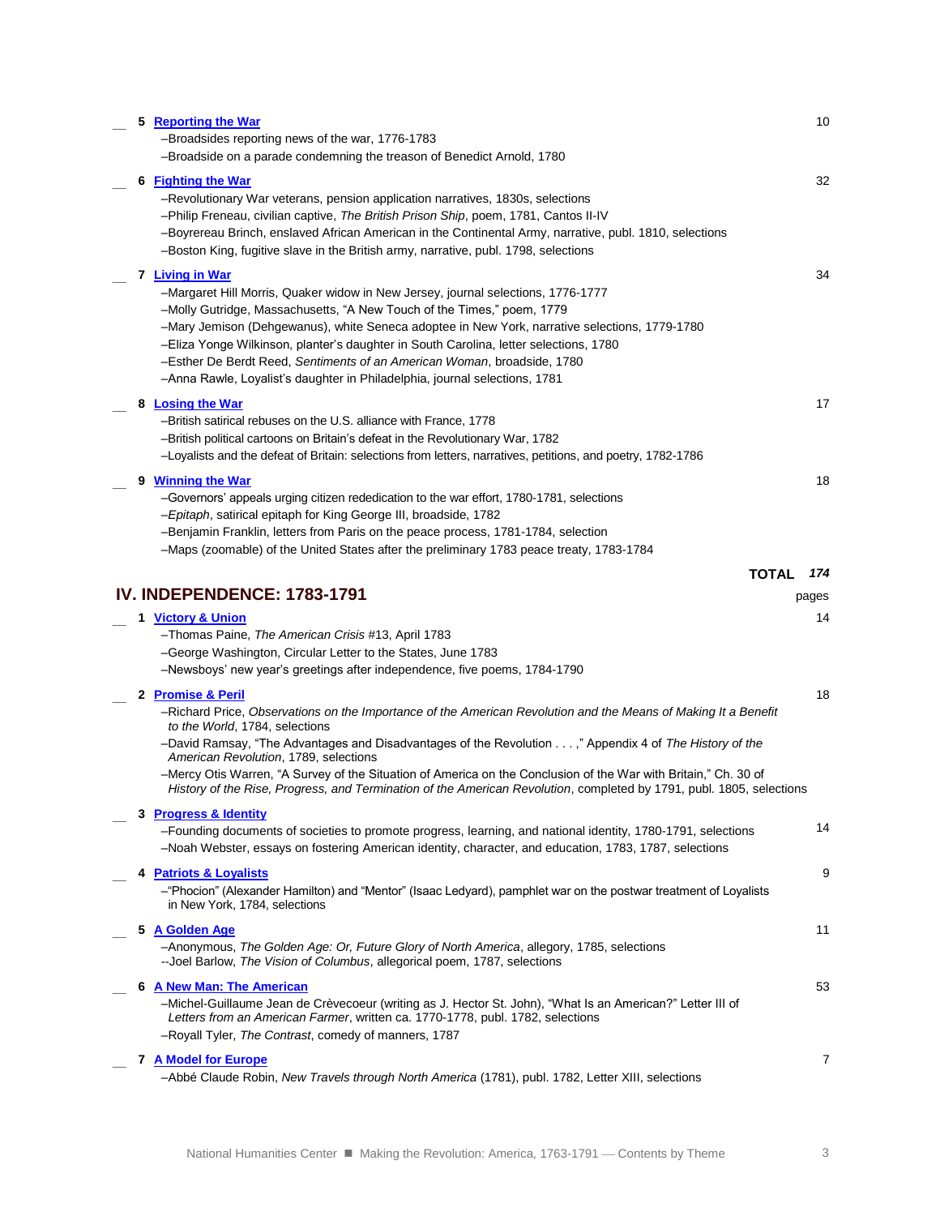__ **5 Reporting the War** 10
- –Broadsides reporting news of the war, 1776-1783
- –Broadside on a parade condemning the treason of Benedict Arnold, 1780

__ **6 Fighting the War** 32
- –Revolutionary War veterans, pension application narratives, 1830s, selections
- –Philip Freneau, civilian captive, *The British Prison Ship*, poem, 1781, Cantos II-IV
- –Boyrereau Brinch, enslaved African American in the Continental Army, narrative, publ. 1810, selections
- –Boston King, fugitive slave in the British army, narrative, publ. 1798, selections

__ **7 Living in War** 34
- –Margaret Hill Morris, Quaker widow in New Jersey, journal selections, 1776-1777
- –Molly Gutridge, Massachusetts, "A New Touch of the Times," poem, 1779
- –Mary Jemison (Dehgewanus), white Seneca adoptee in New York, narrative selections, 1779-1780
- –Eliza Yonge Wilkinson, planter's daughter in South Carolina, letter selections, 1780
- –Esther De Berdt Reed, *Sentiments of an American Woman*, broadside, 1780
- –Anna Rawle, Loyalist's daughter in Philadelphia, journal selections, 1781

__ **8 Losing the War** 17
- –British satirical rebuses on the U.S. alliance with France, 1778
- –British political cartoons on Britain's defeat in the Revolutionary War, 1782
- –Loyalists and the defeat of Britain: selections from letters, narratives, petitions, and poetry, 1782-1786

__ **9 Winning the War** 18
- –Governors' appeals urging citizen rededication to the war effort, 1780-1781, selections
- –*Epitaph*, satirical epitaph for King George III, broadside, 1782
- –Benjamin Franklin, letters from Paris on the peace process, 1781-1784, selection
- –Maps (zoomable) of the United States after the preliminary 1783 peace treaty, 1783-1784

**TOTAL** ***174***

## IV. INDEPENDENCE: 1783-1791

pages

__ **1 Victory & Union** 14
- –Thomas Paine, *The American Crisis* #13, April 1783
- –George Washington, Circular Letter to the States, June 1783
- –Newsboys' new year's greetings after independence, five poems, 1784-1790

__ **2 Promise & Peril** 18
- –Richard Price, *Observations on the Importance of the American Revolution and the Means of Making It a Benefit to the World*, 1784, selections
- –David Ramsay, "The Advantages and Disadvantages of the Revolution . . . ," Appendix 4 of *The History of the American Revolution*, 1789, selections
- –Mercy Otis Warren, "A Survey of the Situation of America on the Conclusion of the War with Britain," Ch. 30 of *History of the Rise, Progress, and Termination of the American Revolution*, completed by 1791, publ. 1805, selections

__ **3 Progress & Identity** 14
- –Founding documents of societies to promote progress, learning, and national identity, 1780-1791, selections
- –Noah Webster, essays on fostering American identity, character, and education, 1783, 1787, selections

__ **4 Patriots & Loyalists** 9
- –"Phocion" (Alexander Hamilton) and "Mentor" (Isaac Ledyard), pamphlet war on the postwar treatment of Loyalists in New York, 1784, selections

__ **5 A Golden Age** 11
- –Anonymous, *The Golden Age: Or, Future Glory of North America*, allegory, 1785, selections
- --Joel Barlow, *The Vision of Columbus*, allegorical poem, 1787, selections

__ **6 A New Man: The American** 53
- –Michel-Guillaume Jean de Crèvecoeur (writing as J. Hector St. John), "What Is an American?" Letter III of *Letters from an American Farmer*, written ca. 1770-1778, publ. 1782, selections
- –Royall Tyler, *The Contrast*, comedy of manners, 1787

__ **7 A Model for Europe** 7
- –Abbé Claude Robin, *New Travels through North America* (1781), publ. 1782, Letter XIII, selections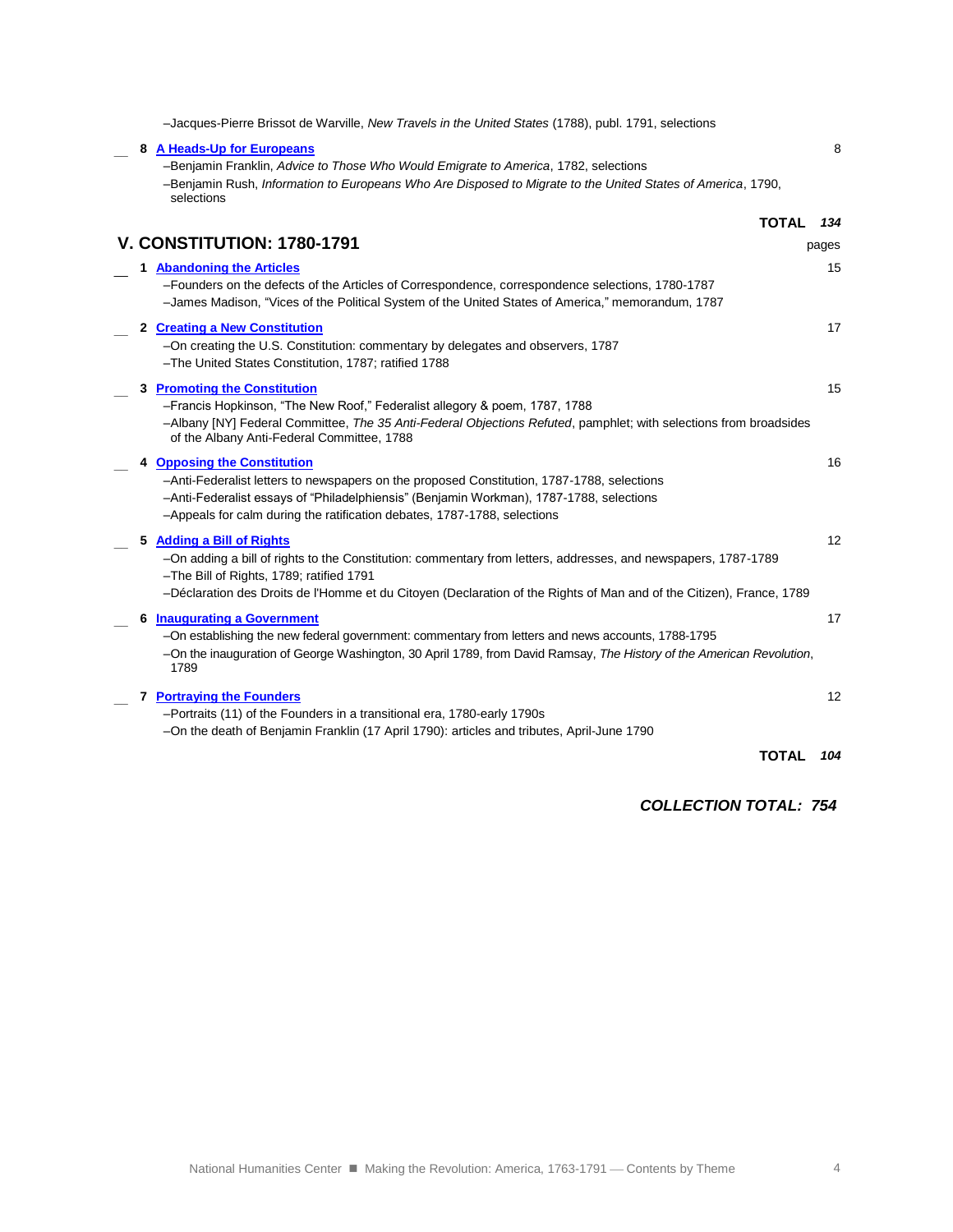–Jacques-Pierre Brissot de Warville, *New Travels in the United States* (1788), publ. 1791, selections

__ **8** **A Heads-Up for Europeans** — 8

–Benjamin Franklin, *Advice to Those Who Would Emigrate to America*, 1782, selections

–Benjamin Rush, *Information to Europeans Who Are Disposed to Migrate to the United States of America*, 1790, selections

**TOTAL** ***134***

## V. CONSTITUTION: 1780-1791

pages

__ **1** **Abandoning the Articles** — 15

–Founders on the defects of the Articles of Correspondence, correspondence selections, 1780-1787

–James Madison, "Vices of the Political System of the United States of America," memorandum, 1787

__ **2** **Creating a New Constitution** — 17

–On creating the U.S. Constitution: commentary by delegates and observers, 1787

–The United States Constitution, 1787; ratified 1788

__ **3** **Promoting the Constitution** — 15

–Francis Hopkinson, "The New Roof," Federalist allegory & poem, 1787, 1788

–Albany [NY] Federal Committee, *The 35 Anti-Federal Objections Refuted*, pamphlet; with selections from broadsides of the Albany Anti-Federal Committee, 1788

__ **4** **Opposing the Constitution** — 16

–Anti-Federalist letters to newspapers on the proposed Constitution, 1787-1788, selections

–Anti-Federalist essays of "Philadelphiensis" (Benjamin Workman), 1787-1788, selections

–Appeals for calm during the ratification debates, 1787-1788, selections

__ **5** **Adding a Bill of Rights** — 12

–On adding a bill of rights to the Constitution: commentary from letters, addresses, and newspapers, 1787-1789

–The Bill of Rights, 1789; ratified 1791

–Déclaration des Droits de l'Homme et du Citoyen (Declaration of the Rights of Man and of the Citizen), France, 1789

__ **6** **Inaugurating a Government** — 17

–On establishing the new federal government: commentary from letters and news accounts, 1788-1795

–On the inauguration of George Washington, 30 April 1789, from David Ramsay, *The History of the American Revolution*, 1789

__ **7** **Portraying the Founders** — 12

–Portraits (11) of the Founders in a transitional era, 1780-early 1790s

–On the death of Benjamin Franklin (17 April 1790): articles and tributes, April-June 1790

**TOTAL** ***104***

***COLLECTION TOTAL: 754***